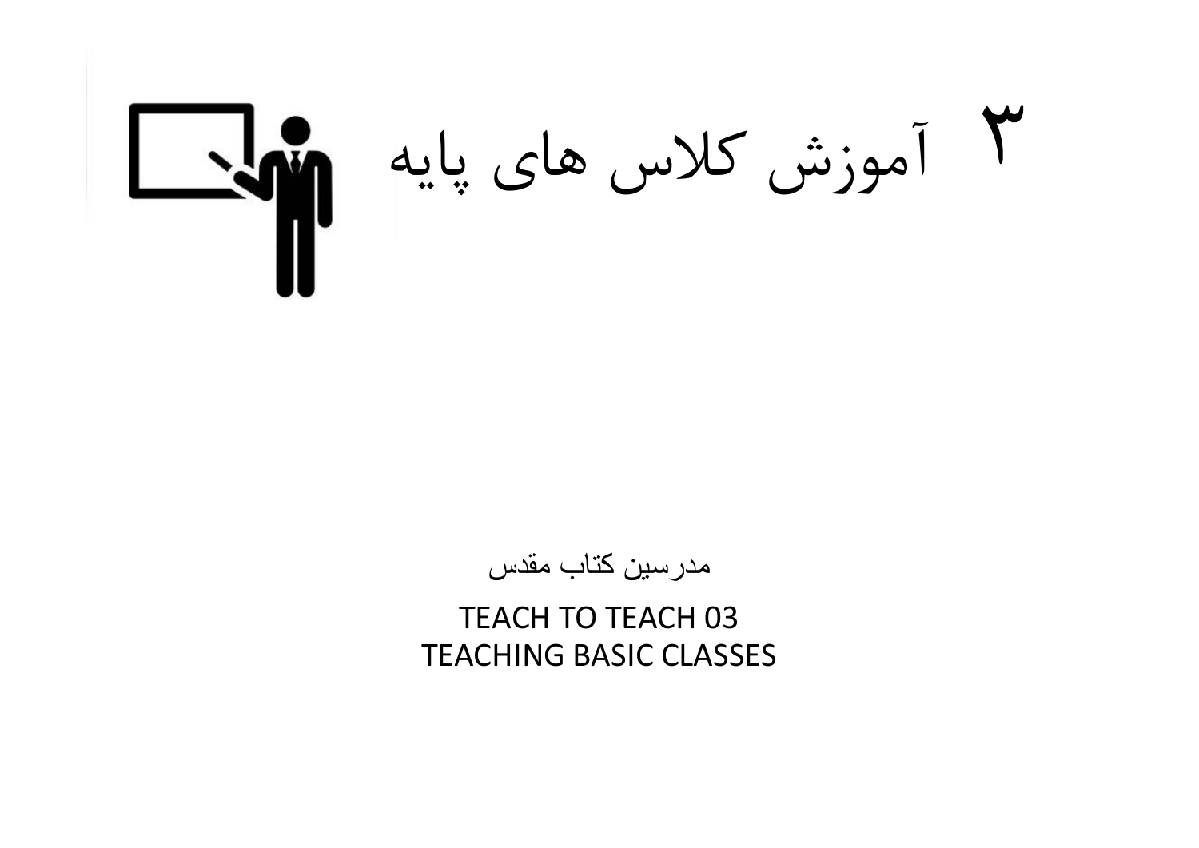# ۳ آموزش کلاس های پایه

مدرسین کتاب مقدس

TEACH TO TEACH 03
TEACHING BASIC CLASSES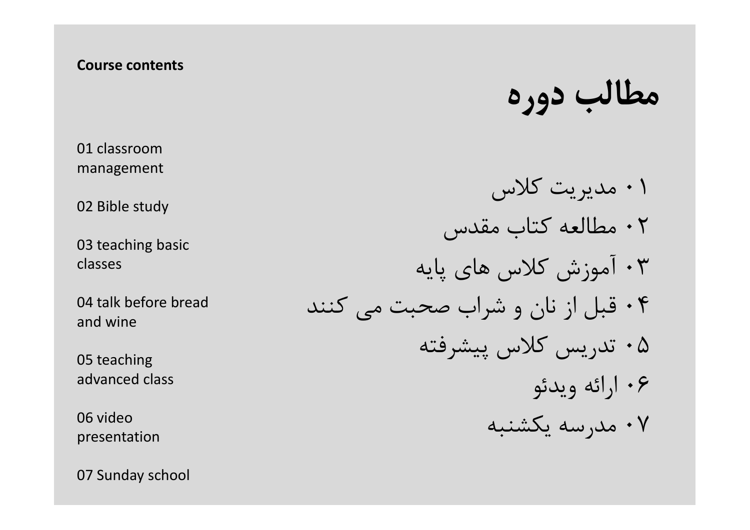**Course contents**

01 classroom management

02 Bible study

03 teaching basic classes

04 talk before bread and wine

05 teaching advanced class

06 video presentation

07 Sunday school

# مطالب دوره

۰۱ مدیریت کلاس

۰۲ مطالعه کتاب مقدس

۰۳ آموزش کلاس های پایه

۰۴ قبل از نان و شراب صحبت می کنند

۰۵ تدریس کلاس پیشرفته

۰۶ ارائه ویدئو

۰۷ مدرسه یکشنبه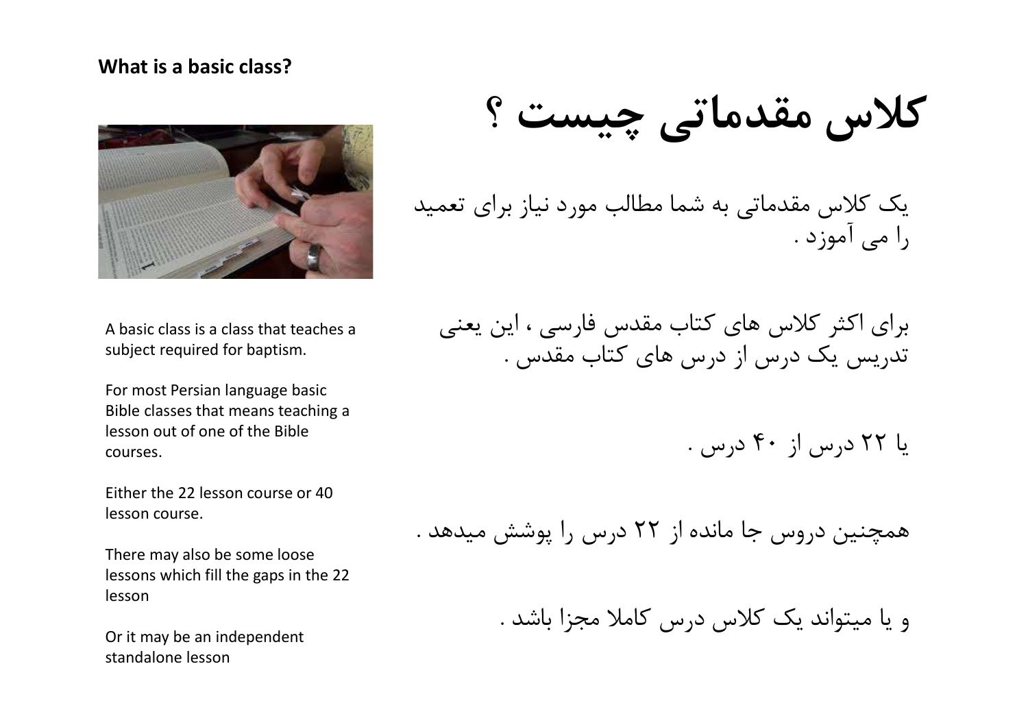**What is a basic class?**

# کلاس مقدماتی چیست ؟

A basic class is a class that teaches a subject required for baptism.

یک کلاس مقدماتی به شما مطالب مورد نیاز برای تعمید را می آموزد .

For most Persian language basic Bible classes that means teaching a lesson out of one of the Bible courses.

برای اکثر کلاس های کتاب مقدس فارسی ، این یعنی تدریس یک درس از درس های کتاب مقدس .

Either the 22 lesson course or 40 lesson course.

یا ۲۲ درس از ۴۰ درس .

There may also be some loose lessons which fill the gaps in the 22 lesson

همچنین دروس جا مانده از ۲۲ درس را پوشش میدهد .

Or it may be an independent standalone lesson

و یا میتواند یک کلاس درس کاملا مجزا باشد .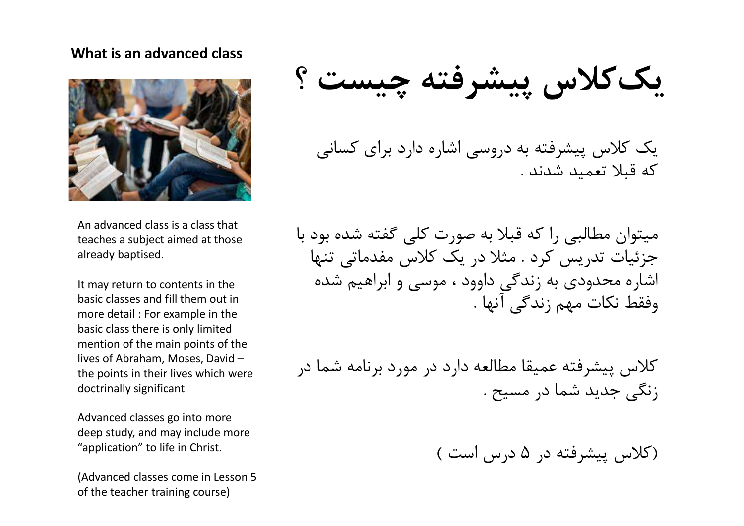**What is an advanced class**

An advanced class is a class that teaches a subject aimed at those already baptised.

It may return to contents in the basic classes and fill them out in more detail : For example in the basic class there is only limited mention of the main points of the lives of Abraham, Moses, David – the points in their lives which were doctrinally significant

Advanced classes go into more deep study, and may include more "application" to life in Christ.

(Advanced classes come in Lesson 5 of the teacher training course)

# یک کلاس پیشرفته چیست ؟

یک کلاس پیشرفته به دروسی اشاره دارد برای کسانی که قبلا تعمید شدند .

میتوان مطالبی را که قبلا به صورت کلی گفته شده بود با جزئیات تدریس کرد . مثلا در یک کلاس مقدماتی تنها اشاره محدودی به زندگی داوود ، موسی و ابراهیم شده وفقط نکات مهم زندگی آنها .

کلاس پیشرفته عمیقا مطالعه دارد در مورد برنامه شما در زنگی جدید شما در مسیح .

(کلاس پیشرفته در ۵ درس است )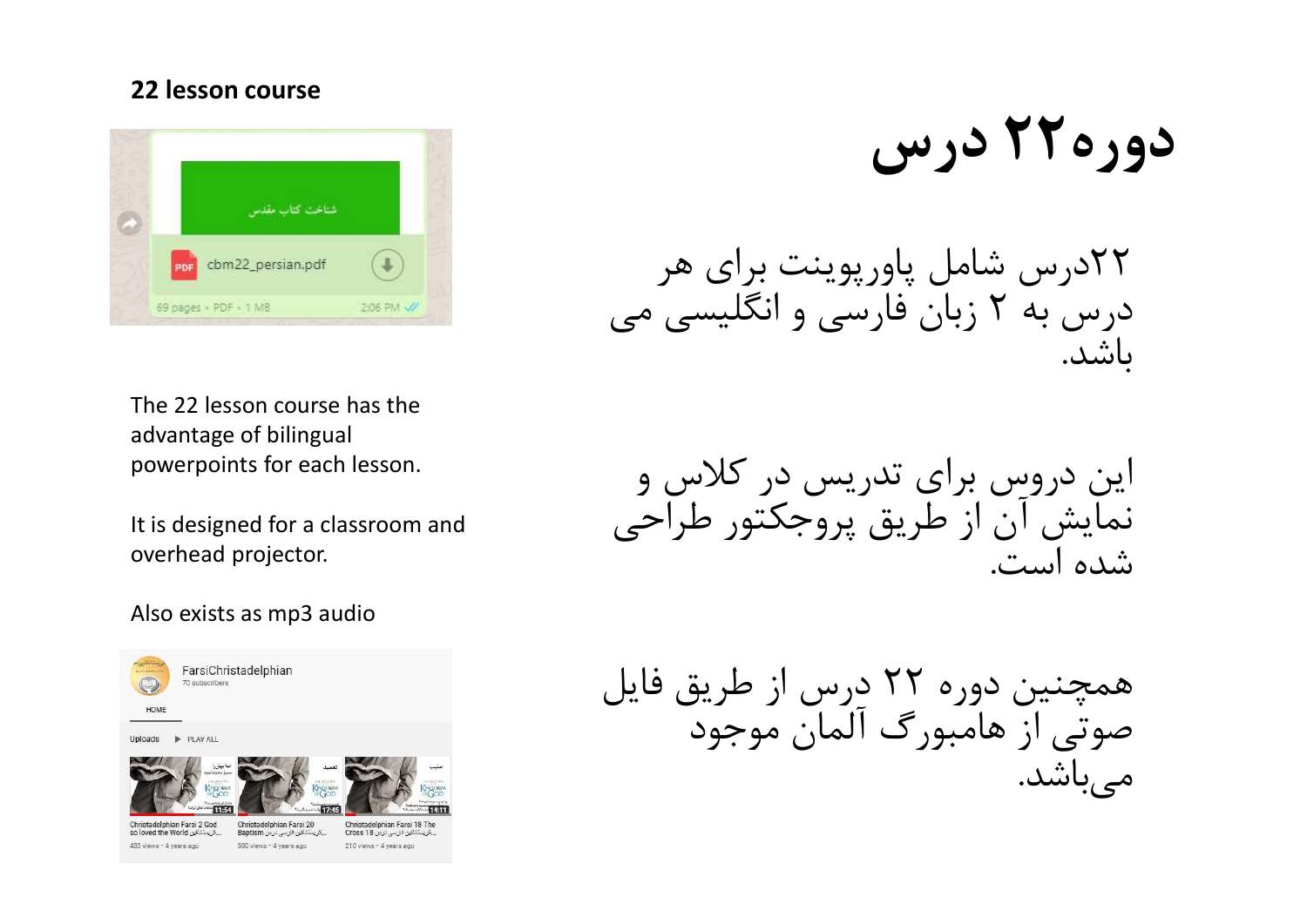**22 lesson course**

The 22 lesson course has the advantage of bilingual powerpoints for each lesson.

It is designed for a classroom and overhead projector.

Also exists as mp3 audio

# دوره ۲۲ درس

۲۲درس شامل پاورپوینت برای هر درس به ۲ زبان فارسی و انگلیسی می باشد.

این دروس برای تدریس در کلاس و نمایش آن از طریق پروجکتور طراحی شده است.

همچنین دوره ۲۲ درس از طریق فایل صوتی از هامبورگ آلمان موجود می‌باشد.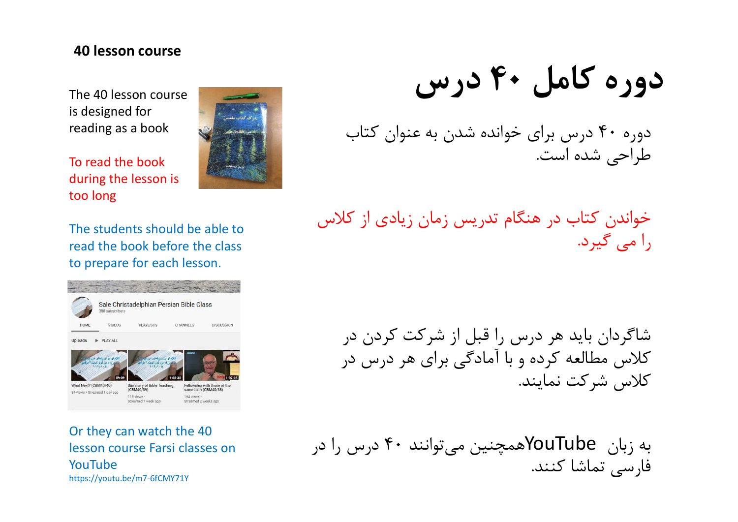## 40 lesson course

# دوره کامل ۴۰ درس

The 40 lesson course is designed for reading as a book

دوره ۴۰ درس برای خوانده شدن به عنوان کتاب طراحی شده است.

To read the book during the lesson is too long

خواندن کتاب در هنگام تدریس زمان زیادی از کلاس را می گیرد.

The students should be able to read the book before the class to prepare for each lesson.

شاگردان باید هر درس را قبل از شرکت کردن در کلاس مطالعه کرده و با آمادگی برای هر درس در کلاس شرکت نمایند.

Or they can watch the 40 lesson course Farsi classes on YouTube
https://youtu.be/m7-6fCMY71Y

به زبان YouTubeهمچنین می‌توانند ۴۰ درس را در فارسی تماشا کنند.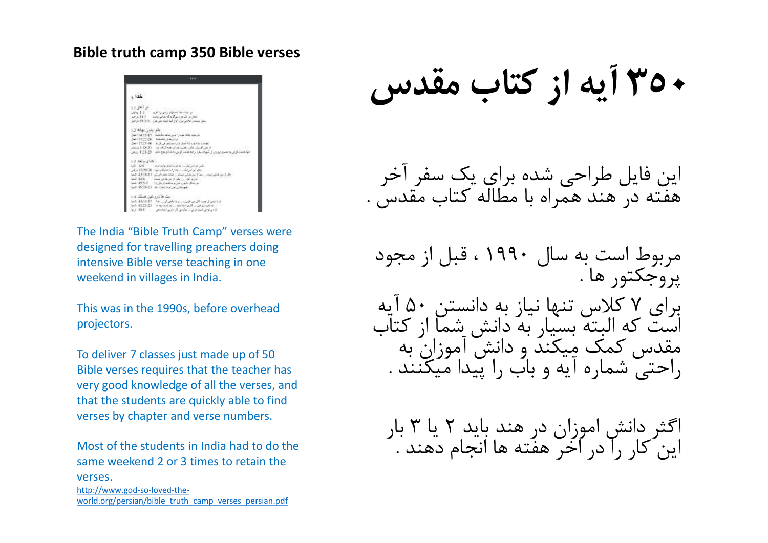**Bible truth camp 350 Bible verses**

# ۳۵۰ آیه از کتاب مقدس

The India "Bible Truth Camp" verses were designed for travelling preachers doing intensive Bible verse teaching in one weekend in villages in India.

This was in the 1990s, before overhead projectors.

To deliver 7 classes just made up of 50 Bible verses requires that the teacher has very good knowledge of all the verses, and that the students are quickly able to find verses by chapter and verse numbers.

Most of the students in India had to do the same weekend 2 or 3 times to retain the verses.

http://www.god-so-loved-the-world.org/persian/bible_truth_camp_verses_persian.pdf

این فایل طراحی شده برای یک سفر آخر هفته در هند همراه با مطاله کتاب مقدس .

مربوط است به سال ۱۹۹۰ ، قبل از مجود پروجکتور ها .

برای ۷ کلاس تنها نیاز به دانستن ۵۰ آیه است که البته بسیار به دانش شما از کتاب مقدس کمک میکند و دانش آموزان به راحتی شماره آیه و باب را پیدا میکنند .

اگثر دانش اموزان در هند باید ۲ یا ۳ بار این کار را در آخر هفته ها انجام دهند .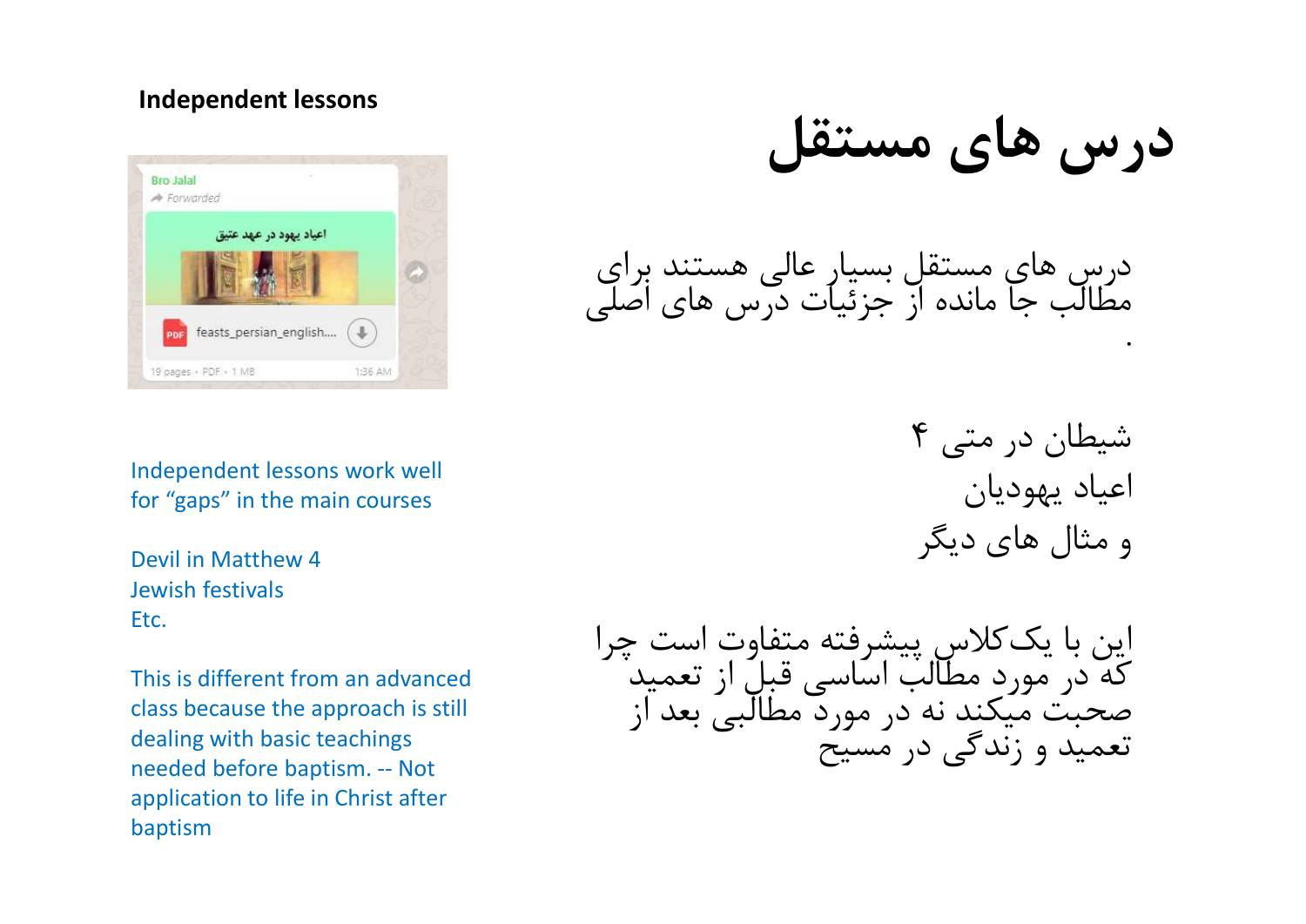**Independent lessons**

# درس های مستقل

Independent lessons work well for “gaps” in the main courses

Devil in Matthew 4
Jewish festivals
Etc.

This is different from an advanced class because the approach is still dealing with basic teachings needed before baptism. -- Not application to life in Christ after baptism

درس های مستقل بسیار عالی هستند برای مطالب جا مانده از جزئیات درس های اصلی
.

شیطان در متی ۴
اعیاد یهودیان
و مثال های دیگر

این با یک کلاس پیشرفته متفاوت است چرا که در مورد مطالب اساسی قبل از تعمید صحبت میکند نه در مورد مطالبی بعد از تعمید و زندگی در مسیح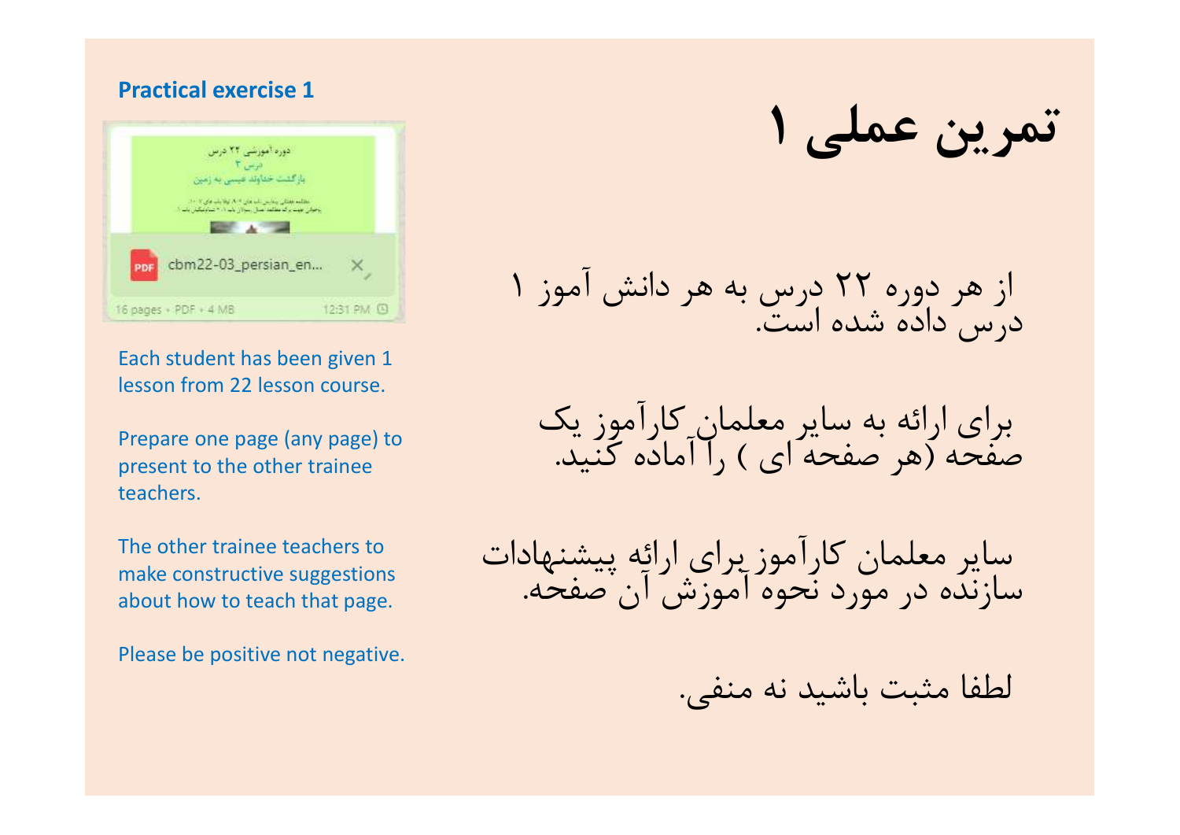**Practical exercise 1**

Each student has been given 1 lesson from 22 lesson course.

Prepare one page (any page) to present to the other trainee teachers.

The other trainee teachers to make constructive suggestions about how to teach that page.

Please be positive not negative.

# تمرین عملی ۱

از هر دوره ۲۲ درس به هر دانش آموز ۱ درس داده شده است.

برای ارائه به سایر معلمان کارآموز یک صفحه (هر صفحه ای ) را آماده کنید.

سایر معلمان کارآموز برای ارائه پیشنهادات سازنده در مورد نحوه آموزش آن صفحه.

لطفا مثبت باشید نه منفی.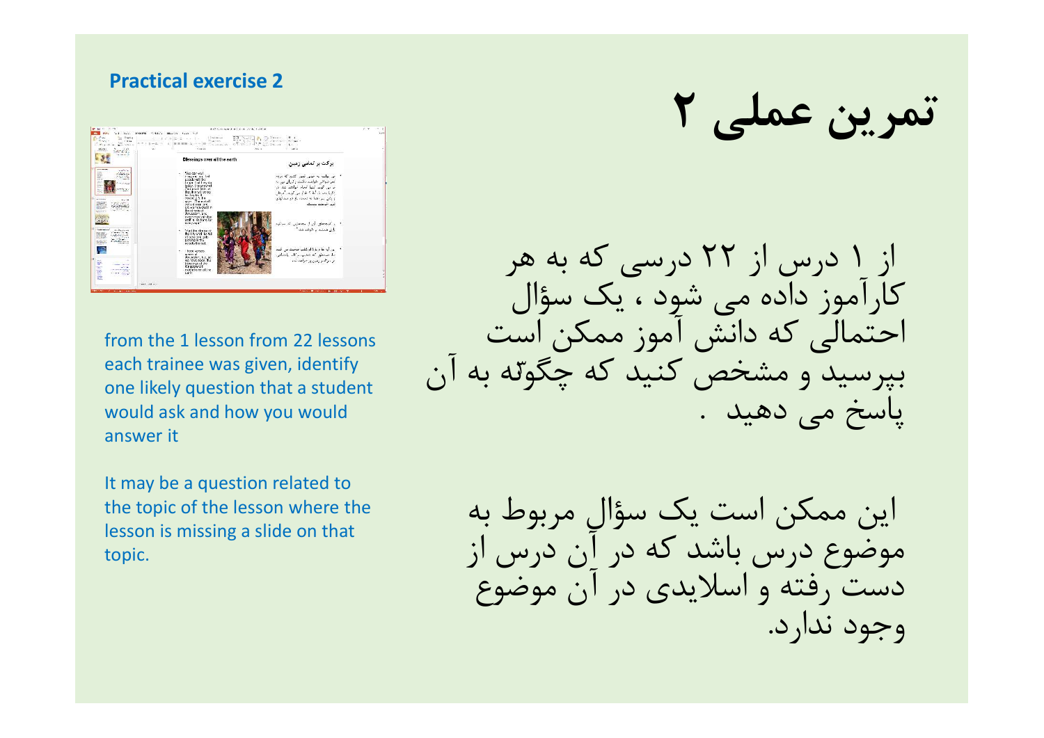**Practical exercise 2**

# تمرین عملی ۲

from the 1 lesson from 22 lessons each trainee was given, identify one likely question that a student would ask and how you would answer it

It may be a question related to the topic of the lesson where the lesson is missing a slide on that topic.

از ۱ درس از ۲۲ درسی که به هر کارآموز داده می شود ، یک سؤال احتمالی که دانش آموز ممکن است بپرسید و مشخص کنید که چگونه به آن پاسخ می دهید .

این ممکن است یک سؤال مربوط به موضوع درس باشد که در آن درس از دست رفته و اسلایدی در آن موضوع وجود ندارد.